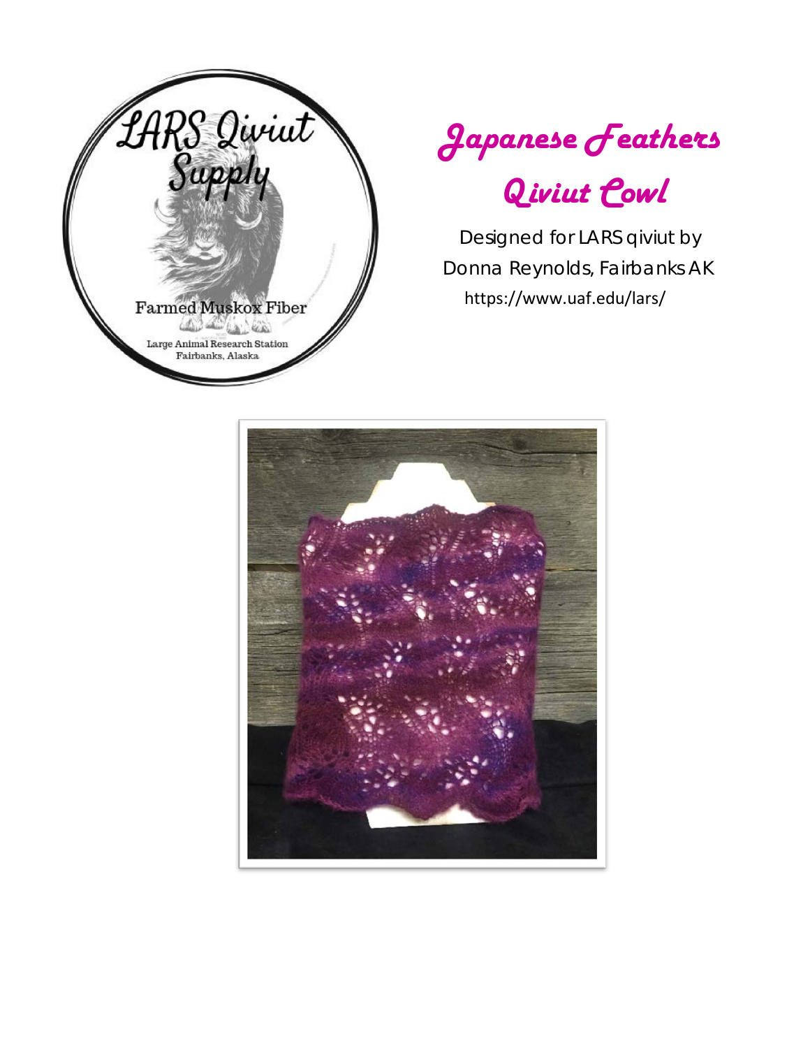# Japanese Feathers Qiviut Cowl

Designed for LARS qiviut by
Donna Reynolds, Fairbanks AK
https://www.uaf.edu/lars/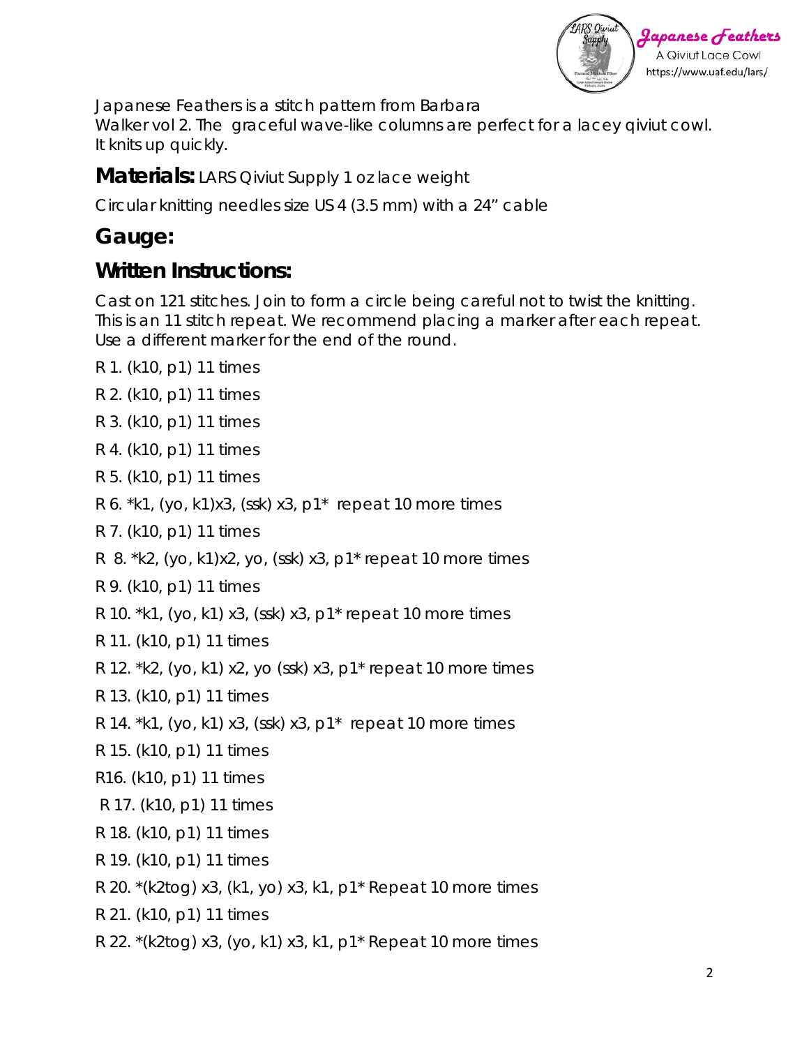Japanese Feathers is a stitch pattern from Barbara Walker vol 2. The graceful wave-like columns are perfect for a lacey qiviut cowl. It knits up quickly.

**Materials:** LARS Qiviut Supply 1 oz lace weight

Circular knitting needles size US 4 (3.5 mm) with a 24" cable

## Gauge:

## Written Instructions:

Cast on 121 stitches. Join to form a circle being careful not to twist the knitting. This is an 11 stitch repeat. We recommend placing a marker after each repeat. Use a different marker for the end of the round.

R 1. (k10, p1) 11 times

R 2. (k10, p1) 11 times

R 3. (k10, p1) 11 times

R 4. (k10, p1) 11 times

R 5. (k10, p1) 11 times

R 6. *k1, (yo, k1)x3, (ssk) x3, p1* repeat 10 more times

R 7. (k10, p1) 11 times

R 8. *k2, (yo, k1)x2, yo, (ssk) x3, p1* repeat 10 more times

R 9. (k10, p1) 11 times

R 10. *k1, (yo, k1) x3, (ssk) x3, p1* repeat 10 more times

R 11. (k10, p1) 11 times

R 12. *k2, (yo, k1) x2, yo (ssk) x3, p1* repeat 10 more times

R 13. (k10, p1) 11 times

R 14. *k1, (yo, k1) x3, (ssk) x3, p1* repeat 10 more times

R 15. (k10, p1) 11 times

R16. (k10, p1) 11 times

R 17. (k10, p1) 11 times

R 18. (k10, p1) 11 times

R 19. (k10, p1) 11 times

R 20. *(k2tog) x3, (k1, yo) x3, k1, p1* Repeat 10 more times

R 21. (k10, p1) 11 times

R 22. *(k2tog) x3, (yo, k1) x3, k1, p1* Repeat 10 more times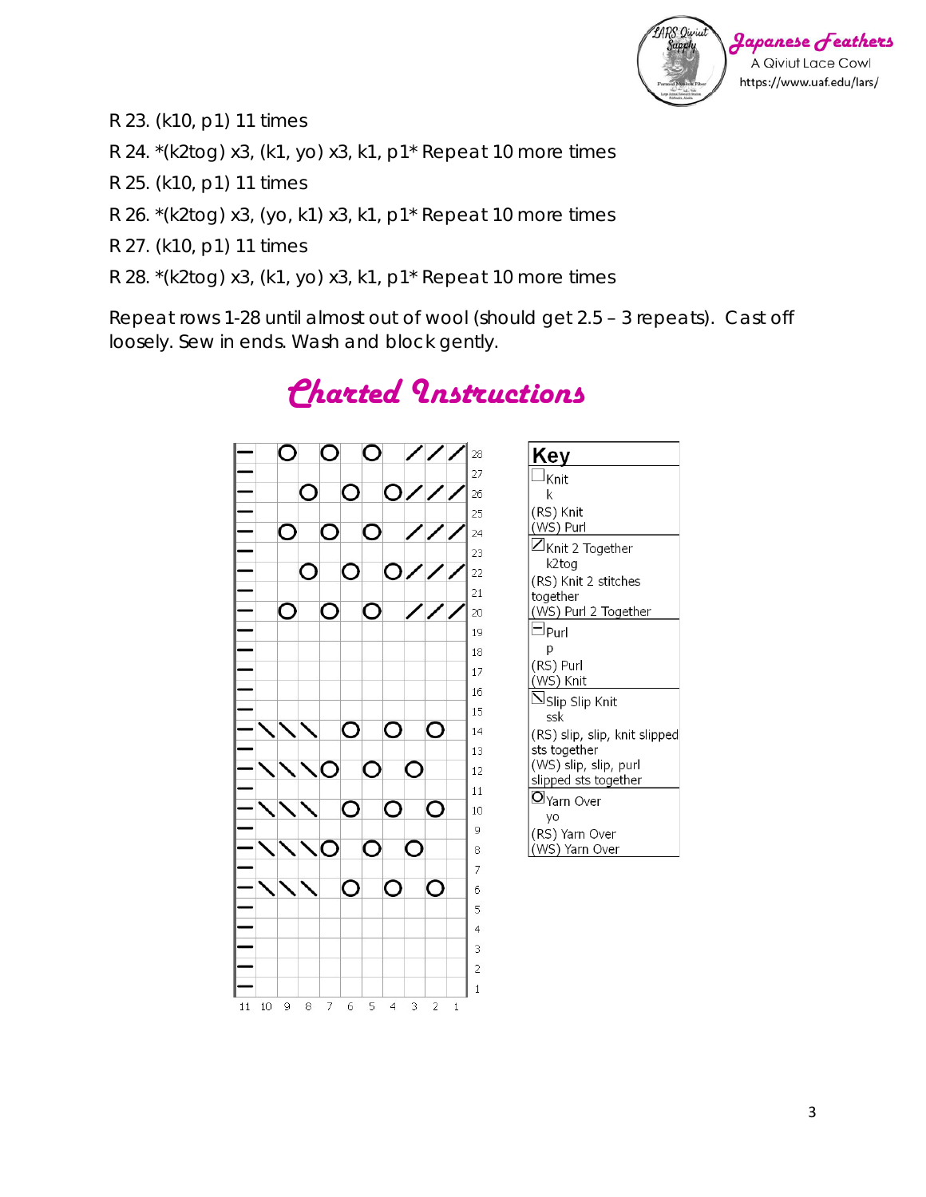R 23. (k10, p1) 11 times

R 24. *(k2tog) x3, (k1, yo) x3, k1, p1* Repeat 10 more times

R 25. (k10, p1) 11 times

R 26. *(k2tog) x3, (yo, k1) x3, k1, p1* Repeat 10 more times

R 27. (k10, p1) 11 times

R 28. *(k2tog) x3, (k1, yo) x3, k1, p1* Repeat 10 more times

Repeat rows 1-28 until almost out of wool (should get 2.5 – 3 repeats). Cast off loosely. Sew in ends. Wash and block gently.

## *Charted Instructions*

28
27
26
25
24
23
22
21
20
19
18
17
16
15
14
13
12
11
10
9
8
7
6
5
4
3
2
1

11 10 9 8 7 6 5 4 3 2 1

**Key**

Knit
k
(RS) Knit
(WS) Purl

Knit 2 Together
k2tog
(RS) Knit 2 stitches together
(WS) Purl 2 Together

Purl
p
(RS) Purl
(WS) Knit

Slip Slip Knit
ssk
(RS) slip, slip, knit slipped sts together
(WS) slip, slip, purl slipped sts together

Yarn Over
yo
(RS) Yarn Over
(WS) Yarn Over